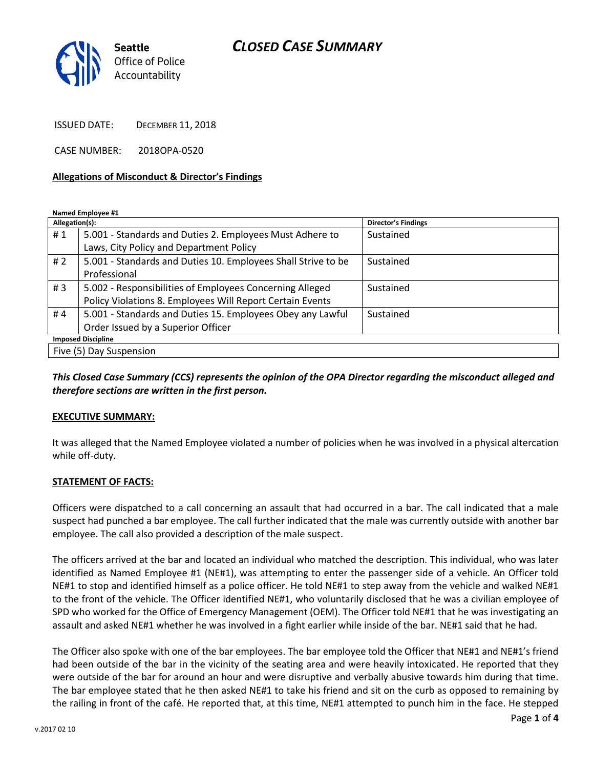# CLOSED CASE SUMMARY

Seattle Office of Police Accountability

ISSUED DATE: DECEMBER 11, 2018

CASE NUMBER: 2018OPA-0520

**Allegations of Misconduct & Director's Findings**

**Named Employee #1**

| Allegation(s): | | Director's Findings |
|---|---|---|
| # 1 | 5.001 - Standards and Duties 2. Employees Must Adhere to Laws, City Policy and Department Policy | Sustained |
| # 2 | 5.001 - Standards and Duties 10. Employees Shall Strive to be Professional | Sustained |
| # 3 | 5.002 - Responsibilities of Employees Concerning Alleged Policy Violations 8. Employees Will Report Certain Events | Sustained |
| # 4 | 5.001 - Standards and Duties 15. Employees Obey any Lawful Order Issued by a Superior Officer | Sustained |
| **Imposed Discipline** | | |
| Five (5) Day Suspension | | |

***This Closed Case Summary (CCS) represents the opinion of the OPA Director regarding the misconduct alleged and therefore sections are written in the first person.***

**EXECUTIVE SUMMARY:**

It was alleged that the Named Employee violated a number of policies when he was involved in a physical altercation while off-duty.

**STATEMENT OF FACTS:**

Officers were dispatched to a call concerning an assault that had occurred in a bar. The call indicated that a male suspect had punched a bar employee. The call further indicated that the male was currently outside with another bar employee. The call also provided a description of the male suspect.

The officers arrived at the bar and located an individual who matched the description. This individual, who was later identified as Named Employee #1 (NE#1), was attempting to enter the passenger side of a vehicle. An Officer told NE#1 to stop and identified himself as a police officer. He told NE#1 to step away from the vehicle and walked NE#1 to the front of the vehicle. The Officer identified NE#1, who voluntarily disclosed that he was a civilian employee of SPD who worked for the Office of Emergency Management (OEM). The Officer told NE#1 that he was investigating an assault and asked NE#1 whether he was involved in a fight earlier while inside of the bar. NE#1 said that he had.

The Officer also spoke with one of the bar employees. The bar employee told the Officer that NE#1 and NE#1's friend had been outside of the bar in the vicinity of the seating area and were heavily intoxicated. He reported that they were outside of the bar for around an hour and were disruptive and verbally abusive towards him during that time. The bar employee stated that he then asked NE#1 to take his friend and sit on the curb as opposed to remaining by the railing in front of the café. He reported that, at this time, NE#1 attempted to punch him in the face. He stepped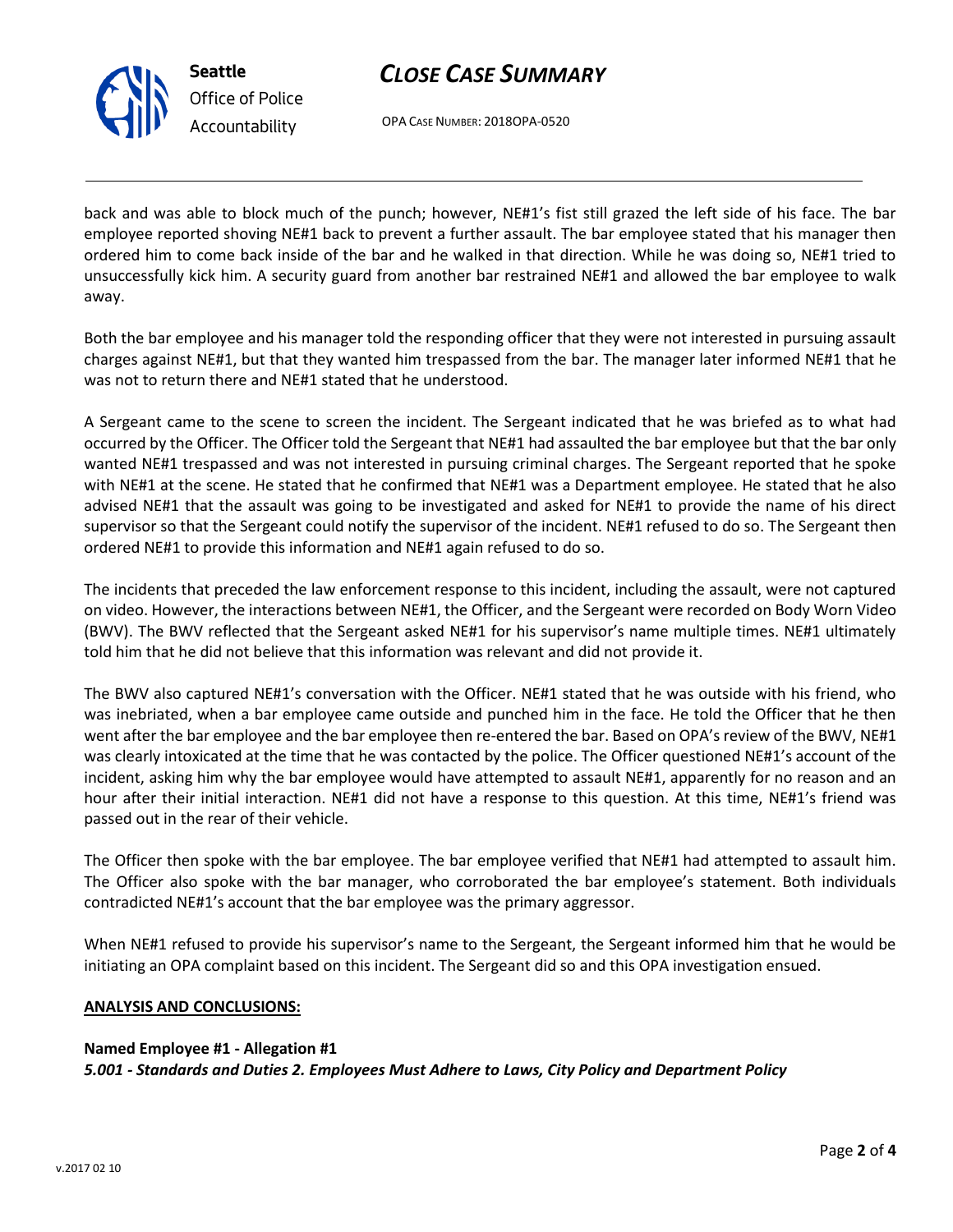back and was able to block much of the punch; however, NE#1's fist still grazed the left side of his face. The bar employee reported shoving NE#1 back to prevent a further assault. The bar employee stated that his manager then ordered him to come back inside of the bar and he walked in that direction. While he was doing so, NE#1 tried to unsuccessfully kick him. A security guard from another bar restrained NE#1 and allowed the bar employee to walk away.

Both the bar employee and his manager told the responding officer that they were not interested in pursuing assault charges against NE#1, but that they wanted him trespassed from the bar. The manager later informed NE#1 that he was not to return there and NE#1 stated that he understood.

A Sergeant came to the scene to screen the incident. The Sergeant indicated that he was briefed as to what had occurred by the Officer. The Officer told the Sergeant that NE#1 had assaulted the bar employee but that the bar only wanted NE#1 trespassed and was not interested in pursuing criminal charges. The Sergeant reported that he spoke with NE#1 at the scene. He stated that he confirmed that NE#1 was a Department employee. He stated that he also advised NE#1 that the assault was going to be investigated and asked for NE#1 to provide the name of his direct supervisor so that the Sergeant could notify the supervisor of the incident. NE#1 refused to do so. The Sergeant then ordered NE#1 to provide this information and NE#1 again refused to do so.

The incidents that preceded the law enforcement response to this incident, including the assault, were not captured on video. However, the interactions between NE#1, the Officer, and the Sergeant were recorded on Body Worn Video (BWV). The BWV reflected that the Sergeant asked NE#1 for his supervisor's name multiple times. NE#1 ultimately told him that he did not believe that this information was relevant and did not provide it.

The BWV also captured NE#1's conversation with the Officer. NE#1 stated that he was outside with his friend, who was inebriated, when a bar employee came outside and punched him in the face. He told the Officer that he then went after the bar employee and the bar employee then re-entered the bar. Based on OPA's review of the BWV, NE#1 was clearly intoxicated at the time that he was contacted by the police. The Officer questioned NE#1's account of the incident, asking him why the bar employee would have attempted to assault NE#1, apparently for no reason and an hour after their initial interaction. NE#1 did not have a response to this question. At this time, NE#1's friend was passed out in the rear of their vehicle.

The Officer then spoke with the bar employee. The bar employee verified that NE#1 had attempted to assault him. The Officer also spoke with the bar manager, who corroborated the bar employee's statement. Both individuals contradicted NE#1's account that the bar employee was the primary aggressor.

When NE#1 refused to provide his supervisor's name to the Sergeant, the Sergeant informed him that he would be initiating an OPA complaint based on this incident. The Sergeant did so and this OPA investigation ensued.

**ANALYSIS AND CONCLUSIONS:**

**Named Employee #1 - Allegation #1**
***5.001 - Standards and Duties 2. Employees Must Adhere to Laws, City Policy and Department Policy***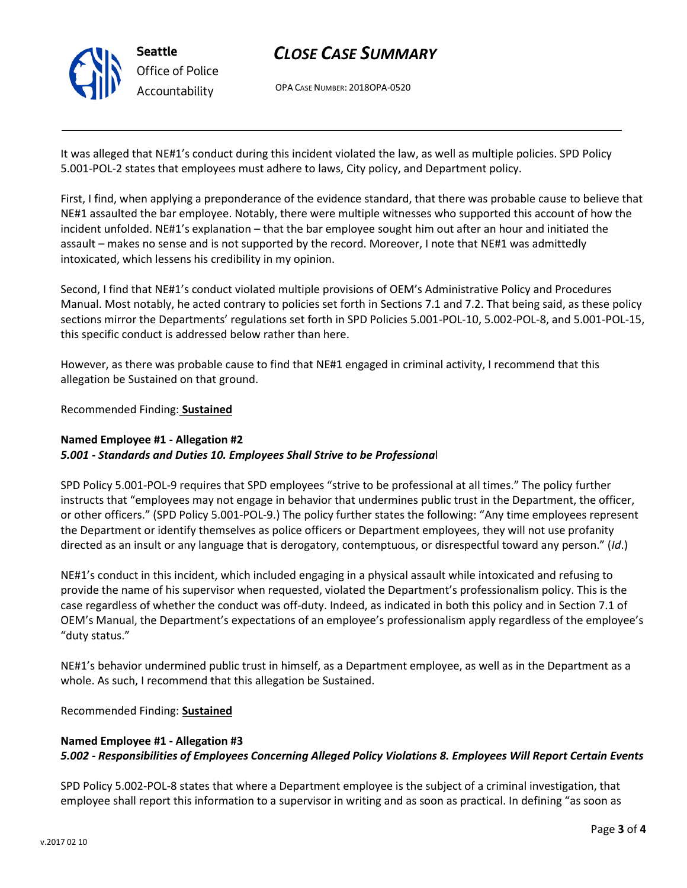It was alleged that NE#1's conduct during this incident violated the law, as well as multiple policies. SPD Policy 5.001-POL-2 states that employees must adhere to laws, City policy, and Department policy.

First, I find, when applying a preponderance of the evidence standard, that there was probable cause to believe that NE#1 assaulted the bar employee. Notably, there were multiple witnesses who supported this account of how the incident unfolded. NE#1's explanation – that the bar employee sought him out after an hour and initiated the assault – makes no sense and is not supported by the record. Moreover, I note that NE#1 was admittedly intoxicated, which lessens his credibility in my opinion.

Second, I find that NE#1's conduct violated multiple provisions of OEM's Administrative Policy and Procedures Manual. Most notably, he acted contrary to policies set forth in Sections 7.1 and 7.2. That being said, as these policy sections mirror the Departments' regulations set forth in SPD Policies 5.001-POL-10, 5.002-POL-8, and 5.001-POL-15, this specific conduct is addressed below rather than here.

However, as there was probable cause to find that NE#1 engaged in criminal activity, I recommend that this allegation be Sustained on that ground.

Recommended Finding: **Sustained**

**Named Employee #1 - Allegation #2**
***5.001 - Standards and Duties 10. Employees Shall Strive to be Professional***

SPD Policy 5.001-POL-9 requires that SPD employees "strive to be professional at all times." The policy further instructs that "employees may not engage in behavior that undermines public trust in the Department, the officer, or other officers." (SPD Policy 5.001-POL-9.) The policy further states the following: "Any time employees represent the Department or identify themselves as police officers or Department employees, they will not use profanity directed as an insult or any language that is derogatory, contemptuous, or disrespectful toward any person." (*Id*.)

NE#1's conduct in this incident, which included engaging in a physical assault while intoxicated and refusing to provide the name of his supervisor when requested, violated the Department's professionalism policy. This is the case regardless of whether the conduct was off-duty. Indeed, as indicated in both this policy and in Section 7.1 of OEM's Manual, the Department's expectations of an employee's professionalism apply regardless of the employee's "duty status."

NE#1's behavior undermined public trust in himself, as a Department employee, as well as in the Department as a whole. As such, I recommend that this allegation be Sustained.

Recommended Finding: **Sustained**

**Named Employee #1 - Allegation #3**
***5.002 - Responsibilities of Employees Concerning Alleged Policy Violations 8. Employees Will Report Certain Events***

SPD Policy 5.002-POL-8 states that where a Department employee is the subject of a criminal investigation, that employee shall report this information to a supervisor in writing and as soon as practical. In defining "as soon as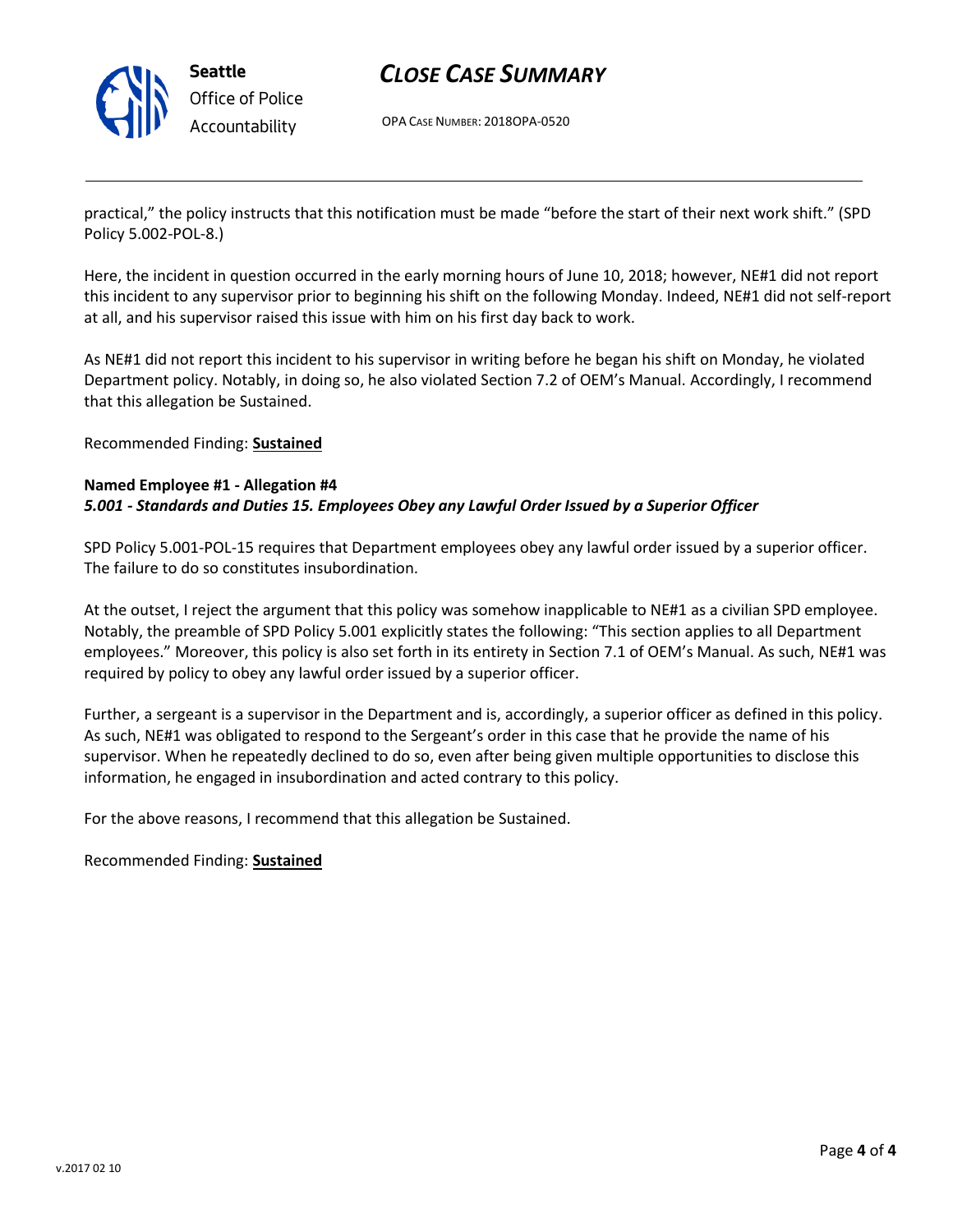practical," the policy instructs that this notification must be made "before the start of their next work shift." (SPD Policy 5.002-POL-8.)

Here, the incident in question occurred in the early morning hours of June 10, 2018; however, NE#1 did not report this incident to any supervisor prior to beginning his shift on the following Monday. Indeed, NE#1 did not self-report at all, and his supervisor raised this issue with him on his first day back to work.

As NE#1 did not report this incident to his supervisor in writing before he began his shift on Monday, he violated Department policy. Notably, in doing so, he also violated Section 7.2 of OEM's Manual. Accordingly, I recommend that this allegation be Sustained.

Recommended Finding: **Sustained**

**Named Employee #1 - Allegation #4**
***5.001 - Standards and Duties 15. Employees Obey any Lawful Order Issued by a Superior Officer***

SPD Policy 5.001-POL-15 requires that Department employees obey any lawful order issued by a superior officer. The failure to do so constitutes insubordination.

At the outset, I reject the argument that this policy was somehow inapplicable to NE#1 as a civilian SPD employee. Notably, the preamble of SPD Policy 5.001 explicitly states the following: "This section applies to all Department employees." Moreover, this policy is also set forth in its entirety in Section 7.1 of OEM's Manual. As such, NE#1 was required by policy to obey any lawful order issued by a superior officer.

Further, a sergeant is a supervisor in the Department and is, accordingly, a superior officer as defined in this policy. As such, NE#1 was obligated to respond to the Sergeant's order in this case that he provide the name of his supervisor. When he repeatedly declined to do so, even after being given multiple opportunities to disclose this information, he engaged in insubordination and acted contrary to this policy.

For the above reasons, I recommend that this allegation be Sustained.

Recommended Finding: **Sustained**